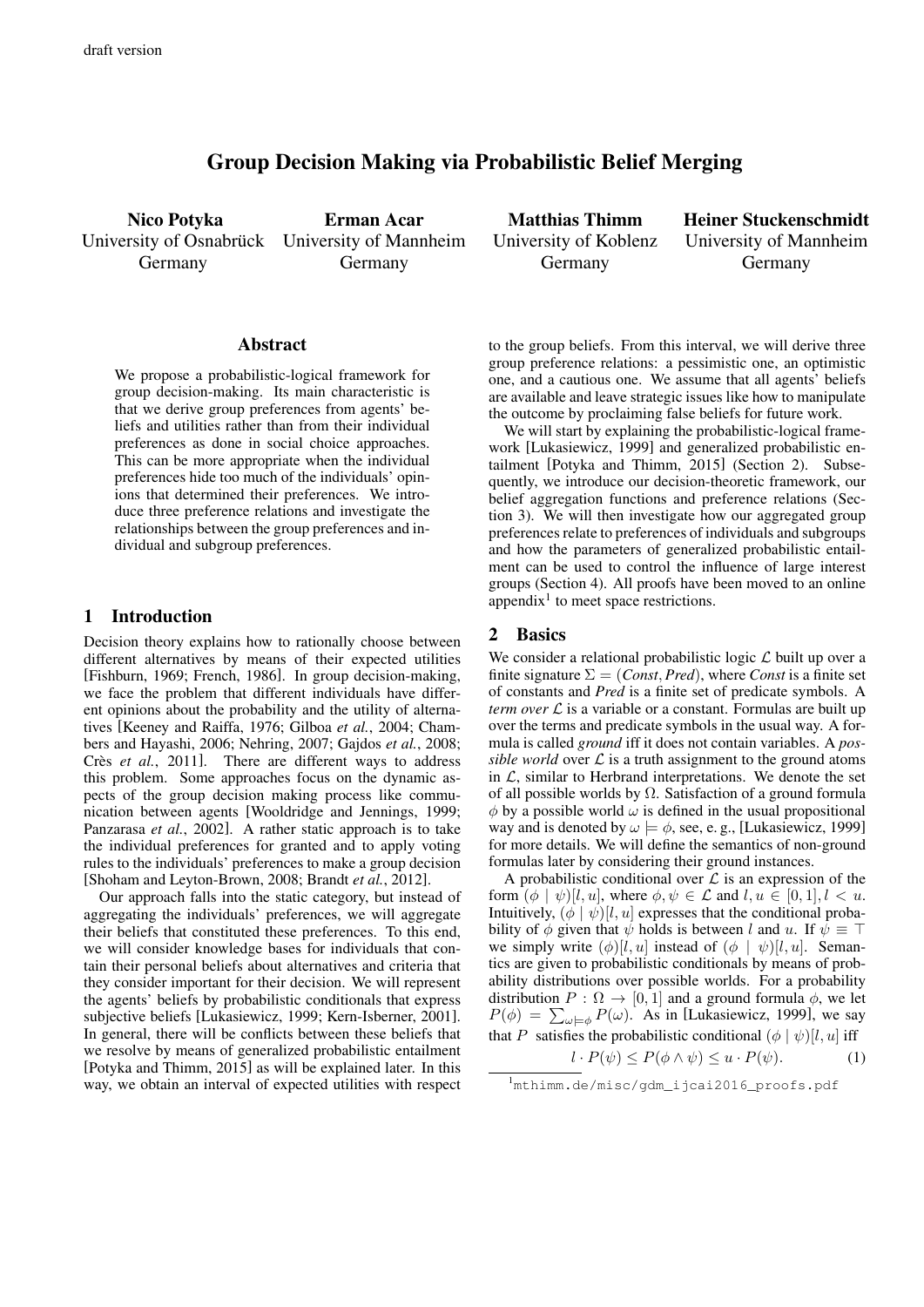draft version

# Group Decision Making via Probabilistic Belief Merging

**Nico Potyka**
University of Osnabrück
Germany

**Erman Acar**
University of Mannheim
Germany

**Matthias Thimm**
University of Koblenz
Germany

**Heiner Stuckenschmidt**
University of Mannheim
Germany

## Abstract

We propose a probabilistic-logical framework for group decision-making. Its main characteristic is that we derive group preferences from agents' beliefs and utilities rather than from their individual preferences as done in social choice approaches. This can be more appropriate when the individual preferences hide too much of the individuals' opinions that determined their preferences. We introduce three preference relations and investigate the relationships between the group preferences and individual and subgroup preferences.

## 1 Introduction

Decision theory explains how to rationally choose between different alternatives by means of their expected utilities [Fishburn, 1969; French, 1986]. In group decision-making, we face the problem that different individuals have different opinions about the probability and the utility of alternatives [Keeney and Raiffa, 1976; Gilboa *et al.*, 2004; Chambers and Hayashi, 2006; Nehring, 2007; Gajdos *et al.*, 2008; Crès *et al.*, 2011]. There are different ways to address this problem. Some approaches focus on the dynamic aspects of the group decision making process like communication between agents [Wooldridge and Jennings, 1999; Panzarasa *et al.*, 2002]. A rather static approach is to take the individual preferences for granted and to apply voting rules to the individuals' preferences to make a group decision [Shoham and Leyton-Brown, 2008; Brandt *et al.*, 2012].

Our approach falls into the static category, but instead of aggregating the individuals' preferences, we will aggregate their beliefs that constituted these preferences. To this end, we will consider knowledge bases for individuals that contain their personal beliefs about alternatives and criteria that they consider important for their decision. We will represent the agents' beliefs by probabilistic conditionals that express subjective beliefs [Lukasiewicz, 1999; Kern-Isberner, 2001]. In general, there will be conflicts between these beliefs that we resolve by means of generalized probabilistic entailment [Potyka and Thimm, 2015] as will be explained later. In this way, we obtain an interval of expected utilities with respect to the group beliefs. From this interval, we will derive three group preference relations: a pessimistic one, an optimistic one, and a cautious one. We assume that all agents' beliefs are available and leave strategic issues like how to manipulate the outcome by proclaiming false beliefs for future work.

We will start by explaining the probabilistic-logical framework [Lukasiewicz, 1999] and generalized probabilistic entailment [Potyka and Thimm, 2015] (Section 2). Subsequently, we introduce our decision-theoretic framework, our belief aggregation functions and preference relations (Section 3). We will then investigate how our aggregated group preferences relate to preferences of individuals and subgroups and how the parameters of generalized probabilistic entailment can be used to control the influence of large interest groups (Section 4). All proofs have been moved to an online appendix[1] to meet space restrictions.

## 2 Basics

We consider a relational probabilistic logic $\mathcal{L}$ built up over a finite signature $\Sigma = (\mathit{Const}, \mathit{Pred})$, where *Const* is a finite set of constants and *Pred* is a finite set of predicate symbols. A *term over* $\mathcal{L}$ is a variable or a constant. Formulas are built up over the terms and predicate symbols in the usual way. A formula is called *ground* iff it does not contain variables. A *possible world* over $\mathcal{L}$ is a truth assignment to the ground atoms in $\mathcal{L}$, similar to Herbrand interpretations. We denote the set of all possible worlds by $\Omega$. Satisfaction of a ground formula $\phi$ by a possible world $\omega$ is defined in the usual propositional way and is denoted by $\omega \models \phi$, see, e. g., [Lukasiewicz, 1999] for more details. We will define the semantics of non-ground formulas later by considering their ground instances.

A probabilistic conditional over $\mathcal{L}$ is an expression of the form $(\phi \mid \psi)[l, u]$, where $\phi, \psi \in \mathcal{L}$ and $l, u \in [0, 1], l < u$. Intuitively, $(\phi \mid \psi)[l, u]$ expresses that the conditional probability of $\phi$ given that $\psi$ holds is between $l$ and $u$. If $\psi \equiv \top$ we simply write $(\phi)[l, u]$ instead of $(\phi \mid \psi)[l, u]$. Semantics are given to probabilistic conditionals by means of probability distributions over possible worlds. For a probability distribution $P : \Omega \to [0, 1]$ and a ground formula $\phi$, we let $P(\phi) = \sum_{\omega \models \phi} P(\omega)$. As in [Lukasiewicz, 1999], we say that $P$ satisfies the probabilistic conditional $(\phi \mid \psi)[l, u]$ iff

$$l \cdot P(\psi) \leq P(\phi \wedge \psi) \leq u \cdot P(\psi). \qquad (1)$$

[1] mthimm.de/misc/gdm_ijcai2016_proofs.pdf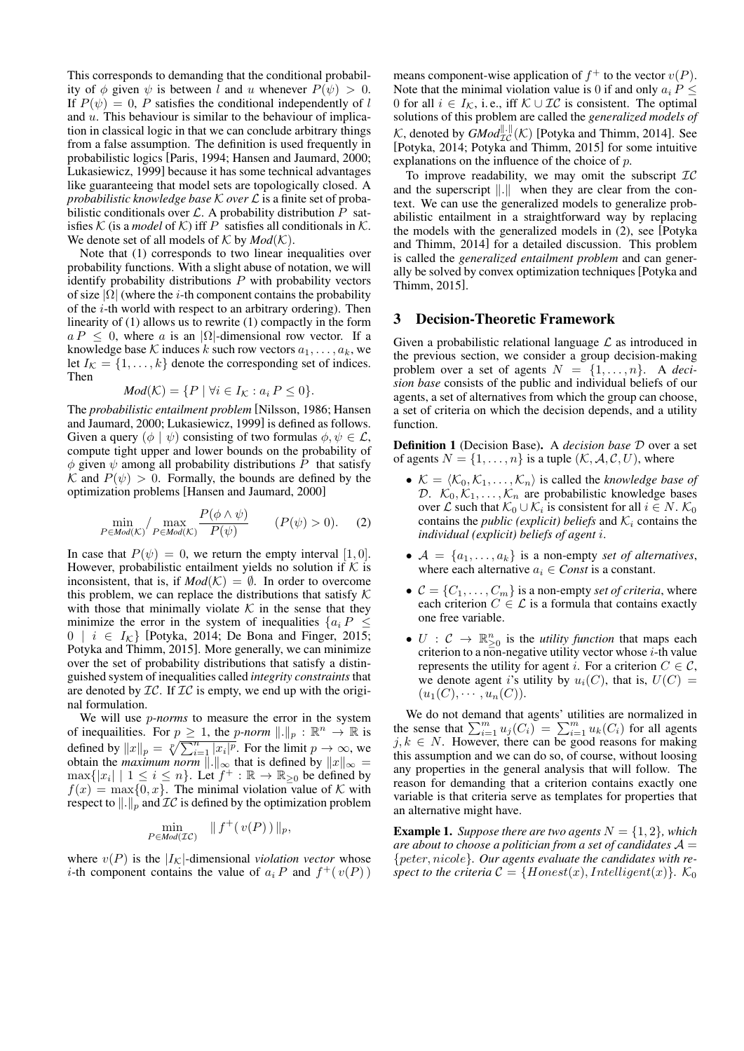This corresponds to demanding that the conditional probability of $\phi$ given $\psi$ is between $l$ and $u$ whenever $P(\psi) > 0$. If $P(\psi) = 0$, $P$ satisfies the conditional independently of $l$ and $u$. This behaviour is similar to the behaviour of implication in classical logic in that we can conclude arbitrary things from a false assumption. The definition is used frequently in probabilistic logics [Paris, 1994; Hansen and Jaumard, 2000; Lukasiewicz, 1999] because it has some technical advantages like guaranteeing that model sets are topologically closed. A *probabilistic knowledge base* $\mathcal{K}$ *over* $\mathcal{L}$ is a finite set of probabilistic conditionals over $\mathcal{L}$. A probability distribution $P$ satisfies $\mathcal{K}$ (is a *model* of $\mathcal{K}$) iff $P$ satisfies all conditionals in $\mathcal{K}$. We denote set of all models of $\mathcal{K}$ by $\mathit{Mod}(\mathcal{K})$.

Note that (1) corresponds to two linear inequalities over probability functions. With a slight abuse of notation, we will identify probability distributions $P$ with probability vectors of size $|\Omega|$ (where the $i$-th component contains the probability of the $i$-th world with respect to an arbitrary ordering). Then linearity of (1) allows us to rewrite (1) compactly in the form $a\,P \leq 0$, where $a$ is an $|\Omega|$-dimensional row vector. If a knowledge base $\mathcal{K}$ induces $k$ such row vectors $a_1, \ldots, a_k$, we let $I_{\mathcal{K}} = \{1, \ldots, k\}$ denote the corresponding set of indices. Then

$$\mathit{Mod}(\mathcal{K}) = \{P \mid \forall i \in I_{\mathcal{K}} : a_i\, P \leq 0\}.$$

The *probabilistic entailment problem* [Nilsson, 1986; Hansen and Jaumard, 2000; Lukasiewicz, 1999] is defined as follows. Given a query $(\phi \mid \psi)$ consisting of two formulas $\phi, \psi \in \mathcal{L}$, compute tight upper and lower bounds on the probability of $\phi$ given $\psi$ among all probability distributions $P$ that satisfy $\mathcal{K}$ and $P(\psi) > 0$. Formally, the bounds are defined by the optimization problems [Hansen and Jaumard, 2000]

$$\min_{P \in \mathit{Mod}(\mathcal{K})} \Big/ \max_{P \in \mathit{Mod}(\mathcal{K})} \frac{P(\phi \wedge \psi)}{P(\psi)} \qquad (P(\psi) > 0). \qquad (2)$$

In case that $P(\psi) = 0$, we return the empty interval $[1, 0]$. However, probabilistic entailment yields no solution if $\mathcal{K}$ is inconsistent, that is, if $\mathit{Mod}(\mathcal{K}) = \emptyset$. In order to overcome this problem, we can replace the distributions that satisfy $\mathcal{K}$ with those that minimally violate $\mathcal{K}$ in the sense that they minimize the error in the system of inequalities $\{a_i\, P \leq 0 \mid i \in I_{\mathcal{K}}\}$ [Potyka, 2014; De Bona and Finger, 2015; Potyka and Thimm, 2015]. More generally, we can minimize over the set of probability distributions that satisfy a distinguished system of inequalities called *integrity constraints* that are denoted by $\mathcal{IC}$. If $\mathcal{IC}$ is empty, we end up with the original formulation.

We will use *p-norms* to measure the error in the system of inequalities. For $p \geq 1$, the *p-norm* $\|.\|_p : \mathbb{R}^n \to \mathbb{R}$ is defined by $\|x\|_p = \sqrt[p]{\sum_{i=1}^{n} |x_i|^p}$. For the limit $p \to \infty$, we obtain the *maximum norm* $\|.\|_\infty$ that is defined by $\|x\|_\infty = \max\{|x_i| \mid 1 \leq i \leq n\}$. Let $f^+ : \mathbb{R} \to \mathbb{R}_{\geq 0}$ be defined by $f(x) = \max\{0, x\}$. The minimal violation value of $\mathcal{K}$ with respect to $\|.\|_p$ and $\mathcal{IC}$ is defined by the optimization problem

$$\min_{P \in \mathit{Mod}(\mathcal{IC})} \quad \| f^+(\, v(P)\,) \|_p,$$

where $v(P)$ is the $|I_{\mathcal{K}}|$-dimensional *violation vector* whose $i$-th component contains the value of $a_i\, P$ and $f^+(\, v(P)\,)$ means component-wise application of $f^+$ to the vector $v(P)$. Note that the minimal violation value is 0 if and only $a_i\, P \leq 0$ for all $i \in I_{\mathcal{K}}$, i. e., iff $\mathcal{K} \cup \mathcal{IC}$ is consistent. The optimal solutions of this problem are called the *generalized models of* $\mathcal{K}$, denoted by $\mathit{GMod}^{\|.\|}_{\mathcal{IC}}(\mathcal{K})$ [Potyka and Thimm, 2014]. See [Potyka, 2014; Potyka and Thimm, 2015] for some intuitive explanations on the influence of the choice of $p$.

To improve readability, we may omit the subscript $\mathcal{IC}$ and the superscript $\|.\|$ when they are clear from the context. We can use the generalized models to generalize probabilistic entailment in a straightforward way by replacing the models with the generalized models in (2), see [Potyka and Thimm, 2014] for a detailed discussion. This problem is called the *generalized entailment problem* and can generally be solved by convex optimization techniques [Potyka and Thimm, 2015].

## 3 Decision-Theoretic Framework

Given a probabilistic relational language $\mathcal{L}$ as introduced in the previous section, we consider a group decision-making problem over a set of agents $N = \{1, \ldots, n\}$. A *decision base* consists of the public and individual beliefs of our agents, a set of alternatives from which the group can choose, a set of criteria on which the decision depends, and a utility function.

**Definition 1** (Decision Base). A *decision base* $\mathcal{D}$ over a set of agents $N = \{1, \ldots, n\}$ is a tuple $(\mathcal{K}, \mathcal{A}, \mathcal{C}, U)$, where

- $\mathcal{K} = \langle \mathcal{K}_0, \mathcal{K}_1, \ldots, \mathcal{K}_n \rangle$ is called the *knowledge base of* $\mathcal{D}$. $\mathcal{K}_0, \mathcal{K}_1, \ldots, \mathcal{K}_n$ are probabilistic knowledge bases over $\mathcal{L}$ such that $\mathcal{K}_0 \cup \mathcal{K}_i$ is consistent for all $i \in N$. $\mathcal{K}_0$ contains the *public (explicit) beliefs* and $\mathcal{K}_i$ contains the *individual (explicit) beliefs of agent* $i$.
- $\mathcal{A} = \{a_1, \ldots, a_k\}$ is a non-empty *set of alternatives*, where each alternative $a_i \in \mathit{Const}$ is a constant.
- $\mathcal{C} = \{C_1, \ldots, C_m\}$ is a non-empty *set of criteria*, where each criterion $C \in \mathcal{L}$ is a formula that contains exactly one free variable.
- $U : \mathcal{C} \to \mathbb{R}^n_{\geq 0}$ is the *utility function* that maps each criterion to a non-negative utility vector whose $i$-th value represents the utility for agent $i$. For a criterion $C \in \mathcal{C}$, we denote agent $i$'s utility by $u_i(C)$, that is, $U(C) = (u_1(C), \cdots, u_n(C))$.

We do not demand that agents' utilities are normalized in the sense that $\sum_{i=1}^{m} u_j(C_i) = \sum_{i=1}^{m} u_k(C_i)$ for all agents $j, k \in N$. However, there can be good reasons for making this assumption and we can do so, of course, without loosing any properties in the general analysis that will follow. The reason for demanding that a criterion contains exactly one variable is that criteria serve as templates for properties that an alternative might have.

**Example 1.** *Suppose there are two agents* $N = \{1, 2\}$*, which are about to choose a politician from a set of candidates* $\mathcal{A} = \{peter, nicole\}$*. Our agents evaluate the candidates with respect to the criteria* $\mathcal{C} = \{Honest(x), Intelligent(x)\}$*.* $\mathcal{K}_0$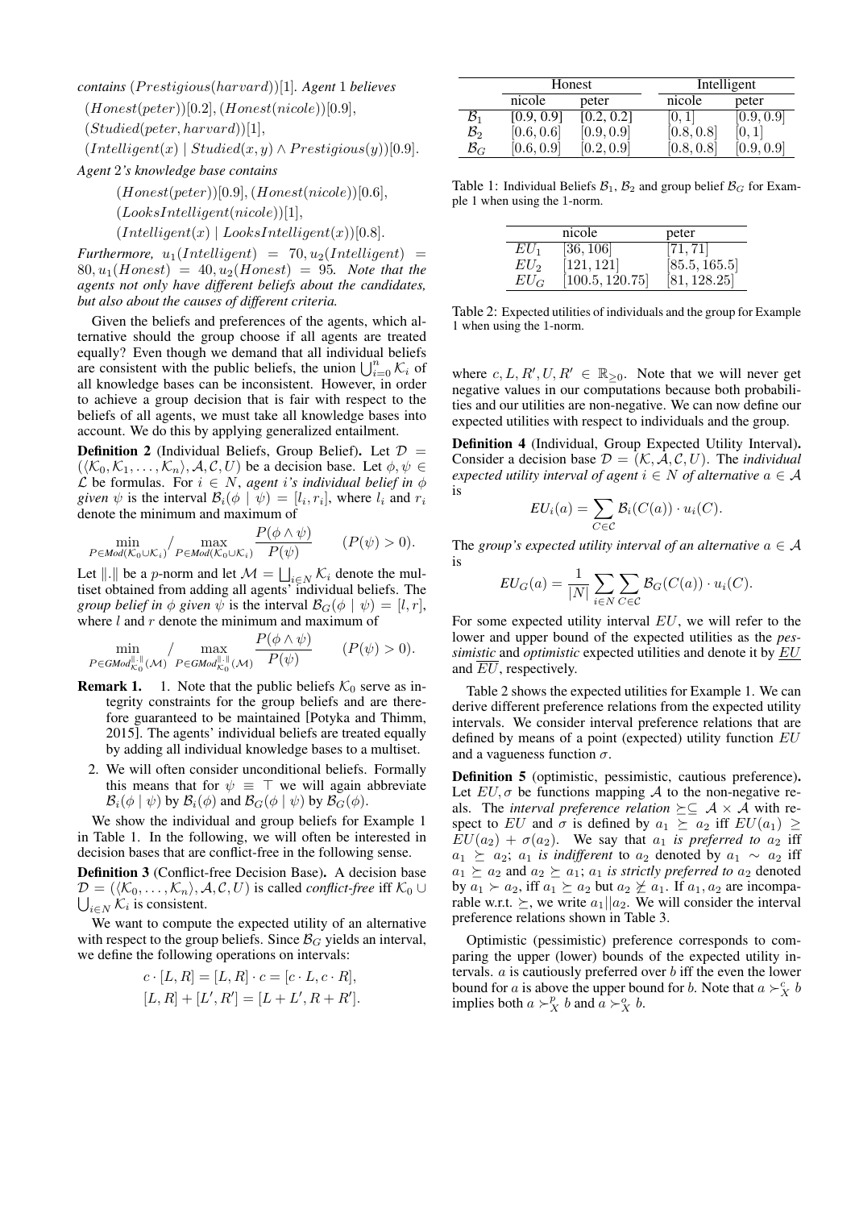*contains* $(Prestigious(harvard))[1]$. *Agent* 1 *believes* $(Honest(peter))[0.2], (Honest(nicole))[0.9]$, $(Studied(peter, harvard))[1]$, $(Intelligent(x) \mid Studied(x, y) \wedge Prestigious(y))[0.9]$.

*Agent* 2*'s knowledge base contains*

$$(Honest(peter))[0.9], (Honest(nicole))[0.6],$$
$$(LooksIntelligent(nicole))[1],$$
$$(Intelligent(x) \mid LooksIntelligent(x))[0.8].$$

*Furthermore,* $u_1(Intelligent) = 70, u_2(Intelligent) = 80, u_1(Honest) = 40, u_2(Honest) = 95$. *Note that the agents not only have different beliefs about the candidates, but also about the causes of different criteria.*

Given the beliefs and preferences of the agents, which alternative should the group choose if all agents are treated equally? Even though we demand that all individual beliefs are consistent with the public beliefs, the union $\bigcup_{i=0}^{n} \mathcal{K}_i$ of all knowledge bases can be inconsistent. However, in order to achieve a group decision that is fair with respect to the beliefs of all agents, we must take all knowledge bases into account. We do this by applying generalized entailment.

**Definition 2** (Individual Beliefs, Group Belief)**.** Let $\mathcal{D} = (\langle \mathcal{K}_0, \mathcal{K}_1, \dots, \mathcal{K}_n \rangle, \mathcal{A}, \mathcal{C}, U)$ be a decision base. Let $\phi, \psi \in \mathcal{L}$ be formulas. For $i \in N$, *agent* $i$*'s individual belief in* $\phi$ *given* $\psi$ is the interval $\mathcal{B}_i(\phi \mid \psi) = [l_i, r_i]$, where $l_i$ and $r_i$ denote the minimum and maximum of

$$\min_{P \in Mod(\mathcal{K}_0 \cup \mathcal{K}_i)} \Big/ \max_{P \in Mod(\mathcal{K}_0 \cup \mathcal{K}_i)} \frac{P(\phi \wedge \psi)}{P(\psi)} \qquad (P(\psi) > 0).$$

Let $\|.\|$ be a $p$-norm and let $\mathcal{M} = \bigsqcup_{i \in N} \mathcal{K}_i$ denote the multiset obtained from adding all agents' individual beliefs. The *group belief in* $\phi$ *given* $\psi$ is the interval $\mathcal{B}_G(\phi \mid \psi) = [l, r]$, where $l$ and $r$ denote the minimum and maximum of

$$\min_{P \in GMod_{\mathcal{K}_0}^{\|.\|}(\mathcal{M})} \Big/ \max_{P \in GMod_{\mathcal{K}_0}^{\|.\|}(\mathcal{M})} \frac{P(\phi \wedge \psi)}{P(\psi)} \qquad (P(\psi) > 0).$$

**Remark 1.**

1. Note that the public beliefs $\mathcal{K}_0$ serve as integrity constraints for the group beliefs and are therefore guaranteed to be maintained [Potyka and Thimm, 2015]. The agents' individual beliefs are treated equally by adding all individual knowledge bases to a multiset.
2. We will often consider unconditional beliefs. Formally this means that for $\psi \equiv \top$ we will again abbreviate $\mathcal{B}_i(\phi \mid \psi)$ by $\mathcal{B}_i(\phi)$ and $\mathcal{B}_G(\phi \mid \psi)$ by $\mathcal{B}_G(\phi)$.

We show the individual and group beliefs for Example 1 in Table 1. In the following, we will often be interested in decision bases that are conflict-free in the following sense.

**Definition 3** (Conflict-free Decision Base)**.** A decision base $\mathcal{D} = (\langle \mathcal{K}_0, \dots, \mathcal{K}_n \rangle, \mathcal{A}, \mathcal{C}, U)$ is called *conflict-free* iff $\mathcal{K}_0 \cup \bigcup_{i \in N} \mathcal{K}_i$ is consistent.

We want to compute the expected utility of an alternative with respect to the group beliefs. Since $\mathcal{B}_G$ yields an interval, we define the following operations on intervals:

$$c \cdot [L, R] = [L, R] \cdot c = [c \cdot L, c \cdot R],$$
$$[L, R] + [L', R'] = [L + L', R + R'].$$

| | Honest | | Intelligent | |
|---|---|---|---|---|
| | nicole | peter | nicole | peter |
| $\mathcal{B}_1$ | $[0.9, 0.9]$ | $[0.2, 0.2]$ | $[0, 1]$ | $[0.9, 0.9]$ |
| $\mathcal{B}_2$ | $[0.6, 0.6]$ | $[0.9, 0.9]$ | $[0.8, 0.8]$ | $[0, 1]$ |
| $\mathcal{B}_G$ | $[0.6, 0.9]$ | $[0.2, 0.9]$ | $[0.8, 0.8]$ | $[0.9, 0.9]$ |

Table 1: Individual Beliefs $\mathcal{B}_1$, $\mathcal{B}_2$ and group belief $\mathcal{B}_G$ for Example 1 when using the 1-norm.

| | nicole | peter |
|---|---|---|
| $EU_1$ | $[36, 106]$ | $[71, 71]$ |
| $EU_2$ | $[121, 121]$ | $[85.5, 165.5]$ |
| $EU_G$ | $[100.5, 120.75]$ | $[81, 128.25]$ |

Table 2: Expected utilities of individuals and the group for Example 1 when using the 1-norm.

where $c, L, R', U, R' \in \mathbb{R}_{\geq 0}$. Note that we will never get negative values in our computations because both probabilities and our utilities are non-negative. We can now define our expected utilities with respect to individuals and the group.

**Definition 4** (Individual, Group Expected Utility Interval)**.** Consider a decision base $\mathcal{D} = (\mathcal{K}, \mathcal{A}, \mathcal{C}, U)$. The *individual expected utility interval of agent* $i \in N$ *of alternative* $a \in \mathcal{A}$ is

$$EU_i(a) = \sum_{C \in \mathcal{C}} \mathcal{B}_i(C(a)) \cdot u_i(C).$$

The *group's expected utility interval of an alternative* $a \in \mathcal{A}$ is

$$EU_G(a) = \frac{1}{|N|} \sum_{i \in N} \sum_{C \in \mathcal{C}} \mathcal{B}_G(C(a)) \cdot u_i(C).$$

For some expected utility interval $EU$, we will refer to the lower and upper bound of the expected utilities as the *pessimistic* and *optimistic* expected utilities and denote it by $\underline{EU}$ and $\overline{EU}$, respectively.

Table 2 shows the expected utilities for Example 1. We can derive different preference relations from the expected utility intervals. We consider interval preference relations that are defined by means of a point (expected) utility function $EU$ and a vagueness function $\sigma$.

**Definition 5** (optimistic, pessimistic, cautious preference)**.** Let $EU, \sigma$ be functions mapping $\mathcal{A}$ to the non-negative reals. The *interval preference relation* $\succeq \subseteq \mathcal{A} \times \mathcal{A}$ with respect to $EU$ and $\sigma$ is defined by $a_1 \succeq a_2$ iff $EU(a_1) \geq EU(a_2) + \sigma(a_2)$. We say that $a_1$ *is preferred to* $a_2$ iff $a_1 \succeq a_2$; $a_1$ *is indifferent* to $a_2$ denoted by $a_1 \sim a_2$ iff $a_1 \succeq a_2$ and $a_2 \succeq a_1$; $a_1$ *is strictly preferred to* $a_2$ denoted by $a_1 \succ a_2$, iff $a_1 \succeq a_2$ but $a_2 \not\succeq a_1$. If $a_1, a_2$ are incomparable w.r.t. $\succeq$, we write $a_1 || a_2$. We will consider the interval preference relations shown in Table 3.

Optimistic (pessimistic) preference corresponds to comparing the upper (lower) bounds of the expected utility intervals. $a$ is cautiously preferred over $b$ iff the even the lower bound for $a$ is above the upper bound for $b$. Note that $a \succ_X^c b$ implies both $a \succ_X^p b$ and $a \succ_X^o b$.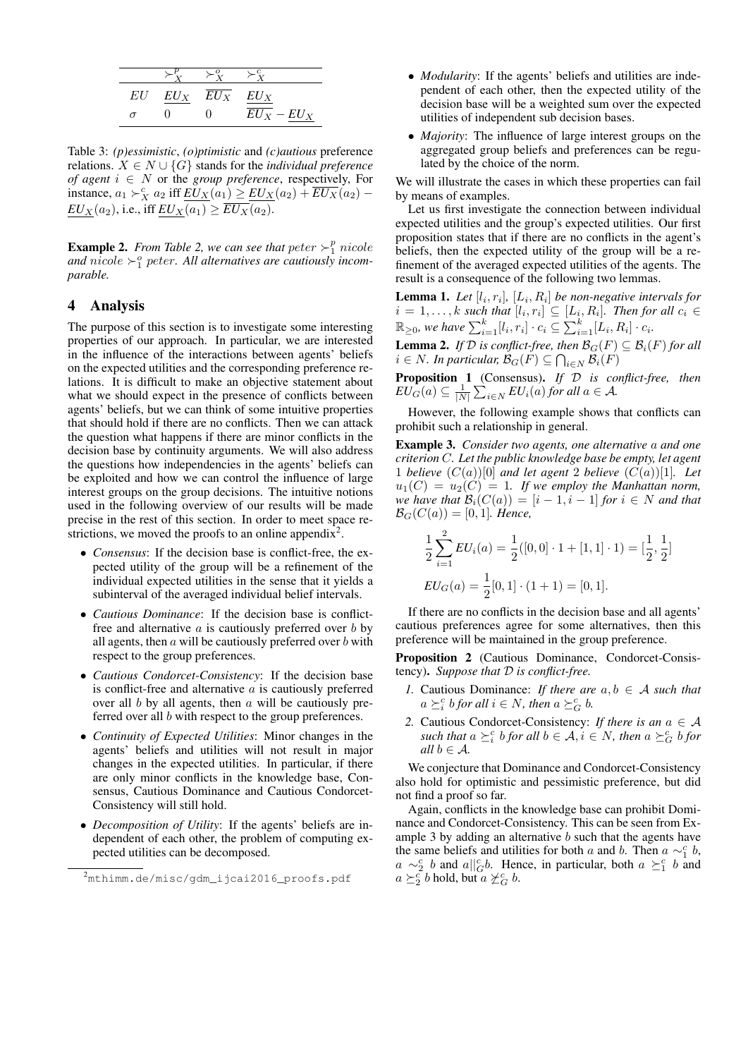|  | $\succ^p_X$ | $\succ^o_X$ | $\succ^c_X$ |
|---|---|---|---|
| $EU$ | $\underline{EU_X}$ | $\overline{EU_X}$ | $\underline{EU_X}$ |
| $\sigma$ | 0 | 0 | $\overline{EU_X} - \underline{EU_X}$ |

Table 3: *(p)essimistic*, *(o)ptimistic* and *(c)autious* preference relations. $X \in N \cup \{G\}$ stands for the *individual preference of agent* $i \in N$ or the *group preference*, respectively, For instance, $a_1 \succ^c_X a_2$ iff $\underline{EU_X}(a_1) \geq \underline{EU_X}(a_2) + \overline{EU_X}(a_2) - \underline{EU_X}(a_2)$, i.e., iff $\underline{EU_X}(a_1) \geq \overline{EU_X}(a_2)$.

**Example 2.** *From Table 2, we can see that $peter \succ^p_1 nicole$ and $nicole \succ^o_1 peter$. All alternatives are cautiously incomparable.*

## 4 Analysis

The purpose of this section is to investigate some interesting properties of our approach. In particular, we are interested in the influence of the interactions between agents' beliefs on the expected utilities and the corresponding preference relations. It is difficult to make an objective statement about what we should expect in the presence of conflicts between agents' beliefs, but we can think of some intuitive properties that should hold if there are no conflicts. Then we can attack the question what happens if there are minor conflicts in the decision base by continuity arguments. We will also address the questions how independencies in the agents' beliefs can be exploited and how we can control the influence of large interest groups on the group decisions. The intuitive notions used in the following overview of our results will be made precise in the rest of this section. In order to meet space restrictions, we moved the proofs to an online appendix[2].

- *Consensus*: If the decision base is conflict-free, the expected utility of the group will be a refinement of the individual expected utilities in the sense that it yields a subinterval of the averaged individual belief intervals.
- *Cautious Dominance*: If the decision base is conflict-free and alternative $a$ is cautiously preferred over $b$ by all agents, then $a$ will be cautiously preferred over $b$ with respect to the group preferences.
- *Cautious Condorcet-Consistency*: If the decision base is conflict-free and alternative $a$ is cautiously preferred over all $b$ by all agents, then $a$ will be cautiously preferred over all $b$ with respect to the group preferences.
- *Continuity of Expected Utilities*: Minor changes in the agents' beliefs and utilities will not result in major changes in the expected utilities. In particular, if there are only minor conflicts in the knowledge base, Consensus, Cautious Dominance and Cautious Condorcet-Consistency will still hold.
- *Decomposition of Utility*: If the agents' beliefs are independent of each other, the problem of computing expected utilities can be decomposed.
- *Modularity*: If the agents' beliefs and utilities are independent of each other, then the expected utility of the decision base will be a weighted sum over the expected utilities of independent sub decision bases.
- *Majority*: The influence of large interest groups on the aggregated group beliefs and preferences can be regulated by the choice of the norm.

We will illustrate the cases in which these properties can fail by means of examples.

Let us first investigate the connection between individual expected utilities and the group's expected utilities. Our first proposition states that if there are no conflicts in the agent's beliefs, then the expected utility of the group will be a refinement of the averaged expected utilities of the agents. The result is a consequence of the following two lemmas.

**Lemma 1.** *Let $[l_i, r_i]$, $[L_i, R_i]$ be non-negative intervals for $i = 1, \dots, k$ such that $[l_i, r_i] \subseteq [L_i, R_i]$. Then for all $c_i \in \mathbb{R}_{\geq 0}$, we have $\sum_{i=1}^k [l_i, r_i] \cdot c_i \subseteq \sum_{i=1}^k [L_i, R_i] \cdot c_i$.*

**Lemma 2.** *If $\mathcal{D}$ is conflict-free, then $\mathcal{B}_G(F) \subseteq \mathcal{B}_i(F)$ for all $i \in N$. In particular, $\mathcal{B}_G(F) \subseteq \bigcap_{i \in N} \mathcal{B}_i(F)$*

**Proposition 1** (Consensus). *If $\mathcal{D}$ is conflict-free, then $EU_G(a) \subseteq \frac{1}{|N|} \sum_{i \in N} EU_i(a)$ for all $a \in \mathcal{A}$.*

However, the following example shows that conflicts can prohibit such a relationship in general.

**Example 3.** *Consider two agents, one alternative $a$ and one criterion $C$. Let the public knowledge base be empty, let agent 1 believe $(C(a))[0]$ and let agent 2 believe $(C(a))[1]$. Let $u_1(C) = u_2(C) = 1$. If we employ the Manhattan norm, we have that $\mathcal{B}_i(C(a)) = [i-1, i-1]$ for $i \in N$ and that $\mathcal{B}_G(C(a)) = [0, 1]$. Hence,*

$$\frac{1}{2} \sum_{i=1}^{2} EU_i(a) = \frac{1}{2}([0,0] \cdot 1 + [1,1] \cdot 1) = [\frac{1}{2}, \frac{1}{2}]$$

$$EU_G(a) = \frac{1}{2}[0,1] \cdot (1+1) = [0,1].$$

If there are no conflicts in the decision base and all agents' cautious preferences agree for some alternatives, then this preference will be maintained in the group preference.

**Proposition 2** (Cautious Dominance, Condorcet-Consistency). *Suppose that $\mathcal{D}$ is conflict-free.*

1. Cautious Dominance: *If there are $a, b \in \mathcal{A}$ such that $a \succeq^c_i b$ for all $i \in N$, then $a \succeq^c_G b$.*
2. Cautious Condorcet-Consistency: *If there is an $a \in \mathcal{A}$ such that $a \succeq^c_i b$ for all $b \in \mathcal{A}, i \in N$, then $a \succeq^c_G b$ for all $b \in \mathcal{A}$.*

We conjecture that Dominance and Condorcet-Consistency also hold for optimistic and pessimistic preference, but did not find a proof so far.

Again, conflicts in the knowledge base can prohibit Dominance and Condorcet-Consistency. This can be seen from Example 3 by adding an alternative $b$ such that the agents have the same beliefs and utilities for both $a$ and $b$. Then $a \sim^c_1 b$, $a \sim^c_2 b$ and $a ||^c_G b$. Hence, in particular, both $a \succeq^c_1 b$ and $a \succeq^c_2 b$ hold, but $a \not\succeq^c_G b$.

[2] mthimm.de/misc/gdm_ijcai2016_proofs.pdf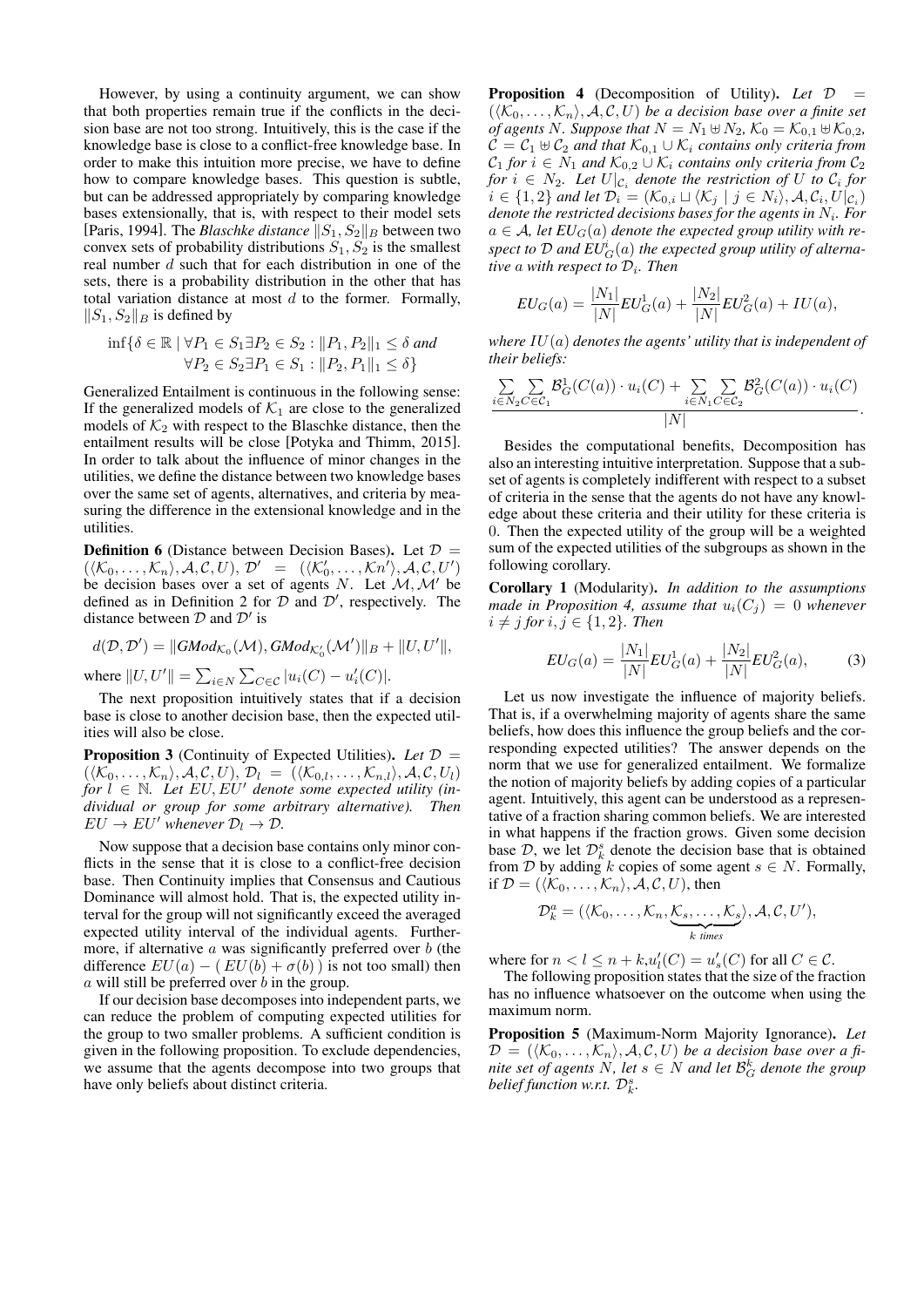However, by using a continuity argument, we can show that both properties remain true if the conflicts in the decision base are not too strong. Intuitively, this is the case if the knowledge base is close to a conflict-free knowledge base. In order to make this intuition more precise, we have to define how to compare knowledge bases. This question is subtle, but can be addressed appropriately by comparing knowledge bases extensionally, that is, with respect to their model sets [Paris, 1994]. The *Blaschke distance* $\|S_1, S_2\|_B$ between two convex sets of probability distributions $S_1, S_2$ is the smallest real number $d$ such that for each distribution in one of the sets, there is a probability distribution in the other that has total variation distance at most $d$ to the former. Formally, $\|S_1, S_2\|_B$ is defined by

$$\inf\{\delta \in \mathbb{R} \mid \forall P_1 \in S_1 \exists P_2 \in S_2 : \|P_1, P_2\|_1 \leq \delta \text{ and } \forall P_2 \in S_2 \exists P_1 \in S_1 : \|P_2, P_1\|_1 \leq \delta\}$$

Generalized Entailment is continuous in the following sense: If the generalized models of $\mathcal{K}_1$ are close to the generalized models of $\mathcal{K}_2$ with respect to the Blaschke distance, then the entailment results will be close [Potyka and Thimm, 2015]. In order to talk about the influence of minor changes in the utilities, we define the distance between two knowledge bases over the same set of agents, alternatives, and criteria by measuring the difference in the extensional knowledge and in the utilities.

**Definition 6** (Distance between Decision Bases). Let $\mathcal{D} = (\langle \mathcal{K}_0, \ldots, \mathcal{K}_n \rangle, \mathcal{A}, \mathcal{C}, U)$, $\mathcal{D}' = (\langle \mathcal{K}'_0, \ldots, \mathcal{K}n' \rangle, \mathcal{A}, \mathcal{C}, U')$ be decision bases over a set of agents $N$. Let $\mathcal{M}, \mathcal{M}'$ be defined as in Definition 2 for $\mathcal{D}$ and $\mathcal{D}'$, respectively. The distance between $\mathcal{D}$ and $\mathcal{D}'$ is

$$d(\mathcal{D}, \mathcal{D}') = \|\mathit{GMod}_{\mathcal{K}_0}(\mathcal{M}), \mathit{GMod}_{\mathcal{K}'_0}(\mathcal{M}')\|_B + \|U, U'\|,$$

where $\|U, U'\| = \sum_{i \in N} \sum_{C \in \mathcal{C}} |u_i(C) - u'_i(C)|$.

The next proposition intuitively states that if a decision base is close to another decision base, then the expected utilities will also be close.

**Proposition 3** (Continuity of Expected Utilities). *Let* $\mathcal{D} = (\langle \mathcal{K}_0, \ldots, \mathcal{K}_n \rangle, \mathcal{A}, \mathcal{C}, U)$, $\mathcal{D}_l = (\langle \mathcal{K}_{0,l}, \ldots, \mathcal{K}_{n,l} \rangle, \mathcal{A}, \mathcal{C}, U_l)$ *for* $l \in \mathbb{N}$. *Let* $EU, EU'$ *denote some expected utility (individual or group for some arbitrary alternative). Then* $EU \to EU'$ *whenever* $\mathcal{D}_l \to \mathcal{D}$.

Now suppose that a decision base contains only minor conflicts in the sense that it is close to a conflict-free decision base. Then Continuity implies that Consensus and Cautious Dominance will almost hold. That is, the expected utility interval for the group will not significantly exceed the averaged expected utility interval of the individual agents. Furthermore, if alternative $a$ was significantly preferred over $b$ (the difference $EU(a) - (\,EU(b) + \sigma(b)\,)$ is not too small) then $a$ will still be preferred over $b$ in the group.

If our decision base decomposes into independent parts, we can reduce the problem of computing expected utilities for the group to two smaller problems. A sufficient condition is given in the following proposition. To exclude dependencies, we assume that the agents decompose into two groups that have only beliefs about distinct criteria.

**Proposition 4** (Decomposition of Utility). *Let* $\mathcal{D} = (\langle \mathcal{K}_0, \ldots, \mathcal{K}_n \rangle, \mathcal{A}, \mathcal{C}, U)$ *be a decision base over a finite set of agents* $N$. *Suppose that* $N = N_1 \uplus N_2$, $\mathcal{K}_0 = \mathcal{K}_{0,1} \uplus \mathcal{K}_{0,2}$, $\mathcal{C} = \mathcal{C}_1 \uplus \mathcal{C}_2$ *and that* $\mathcal{K}_{0,1} \cup \mathcal{K}_i$ *contains only criteria from* $\mathcal{C}_1$ *for* $i \in N_1$ *and* $\mathcal{K}_{0,2} \cup \mathcal{K}_i$ *contains only criteria from* $\mathcal{C}_2$ *for* $i \in N_2$. *Let* $U|_{\mathcal{C}_i}$ *denote the restriction of* $U$ *to* $\mathcal{C}_i$ *for* $i \in \{1, 2\}$ *and let* $\mathcal{D}_i = (\mathcal{K}_{0,i} \sqcup \langle \mathcal{K}_j \mid j \in N_i \rangle, \mathcal{A}, \mathcal{C}_i, U|_{\mathcal{C}_i})$ *denote the restricted decisions bases for the agents in* $N_i$. *For* $a \in \mathcal{A}$, *let* $EU_G(a)$ *denote the expected group utility with respect to* $\mathcal{D}$ *and* $EU^i_G(a)$ *the expected group utility of alternative* $a$ *with respect to* $\mathcal{D}_i$. *Then*

$$EU_G(a) = \frac{|N_1|}{|N|} EU^1_G(a) + \frac{|N_2|}{|N|} EU^2_G(a) + IU(a),$$

*where* $IU(a)$ *denotes the agents' utility that is independent of their beliefs:*

$$\frac{\sum_{i \in N_2} \sum_{C \in \mathcal{C}_1} \mathcal{B}^1_G(C(a)) \cdot u_i(C) + \sum_{i \in N_1} \sum_{C \in \mathcal{C}_2} \mathcal{B}^2_G(C(a)) \cdot u_i(C)}{|N|}.$$

Besides the computational benefits, Decomposition has also an interesting intuitive interpretation. Suppose that a subset of agents is completely indifferent with respect to a subset of criteria in the sense that the agents do not have any knowledge about these criteria and their utility for these criteria is 0. Then the expected utility of the group will be a weighted sum of the expected utilities of the subgroups as shown in the following corollary.

**Corollary 1** (Modularity). *In addition to the assumptions made in Proposition 4, assume that* $u_i(C_j) = 0$ *whenever* $i \neq j$ *for* $i, j \in \{1, 2\}$. *Then*

$$EU_G(a) = \frac{|N_1|}{|N|} EU^1_G(a) + \frac{|N_2|}{|N|} EU^2_G(a), \tag{3}$$

Let us now investigate the influence of majority beliefs. That is, if a overwhelming majority of agents share the same beliefs, how does this influence the group beliefs and the corresponding expected utilities? The answer depends on the norm that we use for generalized entailment. We formalize the notion of majority beliefs by adding copies of a particular agent. Intuitively, this agent can be understood as a representative of a fraction sharing common beliefs. We are interested in what happens if the fraction grows. Given some decision base $\mathcal{D}$, we let $\mathcal{D}^s_k$ denote the decision base that is obtained from $\mathcal{D}$ by adding $k$ copies of some agent $s \in N$. Formally, if $\mathcal{D} = (\langle \mathcal{K}_0, \ldots, \mathcal{K}_n \rangle, \mathcal{A}, \mathcal{C}, U)$, then

$$\mathcal{D}^a_k = (\langle \mathcal{K}_0, \ldots, \mathcal{K}_n, \underbrace{\mathcal{K}_s, \ldots, \mathcal{K}_s}_{k \text{ times}} \rangle, \mathcal{A}, \mathcal{C}, U'),$$

where for $n < l \leq n + k$, $u'_l(C) = u'_s(C)$ for all $C \in \mathcal{C}$.

The following proposition states that the size of the fraction has no influence whatsoever on the outcome when using the maximum norm.

**Proposition 5** (Maximum-Norm Majority Ignorance). *Let* $\mathcal{D} = (\langle \mathcal{K}_0, \ldots, \mathcal{K}_n \rangle, \mathcal{A}, \mathcal{C}, U)$ *be a decision base over a finite set of agents* $N$, *let* $s \in N$ *and let* $\mathcal{B}^k_G$ *denote the group belief function w.r.t.* $\mathcal{D}^s_k$.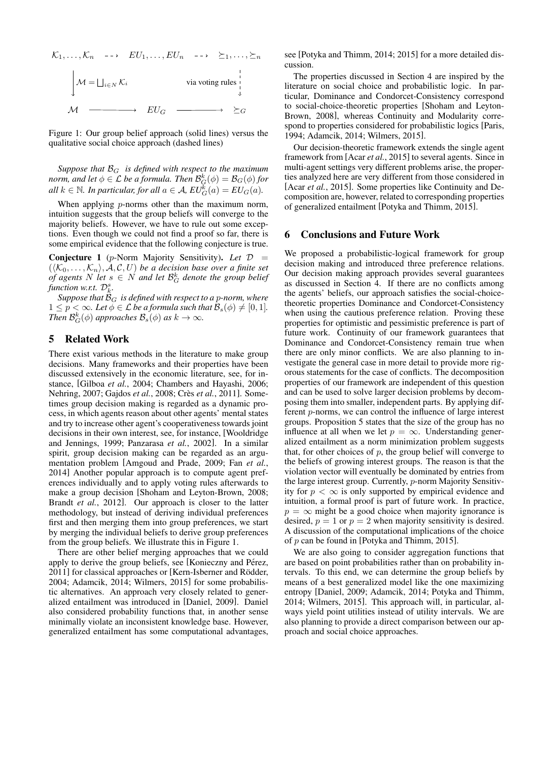$$
\begin{array}{ccccc}
\mathcal{K}_1, \ldots, \mathcal{K}_n & \dashrightarrow & EU_1, \ldots, EU_n & \dashrightarrow & \succeq_1, \ldots, \succeq_n \\
\Big\downarrow \mathcal{M} = \bigsqcup_{i \in N} \mathcal{K}_i & & & & \text{via voting rules} \Big\downarrow \\
\mathcal{M} & \longrightarrow & EU_G & \longrightarrow & \succeq_G
\end{array}
$$

Figure 1: Our group belief approach (solid lines) versus the qualitative social choice approach (dashed lines)

*Suppose that $\mathcal{B}_G$ is defined with respect to the maximum norm, and let $\phi \in \mathcal{L}$ be a formula. Then $\mathcal{B}_G^k(\phi) = \mathcal{B}_G(\phi)$ for all $k \in \mathbb{N}$. In particular, for all $a \in \mathcal{A}$, $EU_G^k(a) = EU_G(a)$.*

When applying $p$-norms other than the maximum norm, intuition suggests that the group beliefs will converge to the majority beliefs. However, we have to rule out some exceptions. Even though we could not find a proof so far, there is some empirical evidence that the following conjecture is true.

**Conjecture 1** ($p$-Norm Majority Sensitivity)**.** *Let $\mathcal{D} = (\langle \mathcal{K}_0, \ldots, \mathcal{K}_n \rangle, \mathcal{A}, \mathcal{C}, U)$ be a decision base over a finite set of agents $N$ let $s \in N$ and let $\mathcal{B}_G^k$ denote the group belief function w.r.t. $\mathcal{D}_k^s$.*

*Suppose that $\mathcal{B}_G$ is defined with respect to a $p$-norm, where $1 \leq p < \infty$. Let $\phi \in \mathcal{L}$ be a formula such that $\mathcal{B}_s(\phi) \neq [0,1]$. Then $\mathcal{B}_G^k(\phi)$ approaches $\mathcal{B}_s(\phi)$ as $k \to \infty$.*

## 5 Related Work

There exist various methods in the literature to make group decisions. Many frameworks and their properties have been discussed extensively in the economic literature, see, for instance, [Gilboa *et al.*, 2004; Chambers and Hayashi, 2006; Nehring, 2007; Gajdos *et al.*, 2008; Crès *et al.*, 2011]. Sometimes group decision making is regarded as a dynamic process, in which agents reason about other agents' mental states and try to increase other agent's cooperativeness towards joint decisions in their own interest, see, for instance, [Wooldridge and Jennings, 1999; Panzarasa *et al.*, 2002]. In a similar spirit, group decision making can be regarded as an argumentation problem [Amgoud and Prade, 2009; Fan *et al.*, 2014] Another popular approach is to compute agent preferences individually and to apply voting rules afterwards to make a group decision [Shoham and Leyton-Brown, 2008; Brandt *et al.*, 2012]. Our approach is closer to the latter methodology, but instead of deriving individual preferences first and then merging them into group preferences, we start by merging the individual beliefs to derive group preferences from the group beliefs. We illustrate this in Figure 1.

There are other belief merging approaches that we could apply to derive the group beliefs, see [Konieczny and Pérez, 2011] for classical approaches or [Kern-Isberner and Rödder, 2004; Adamcik, 2014; Wilmers, 2015] for some probabilistic alternatives. An approach very closely related to generalized entailment was introduced in [Daniel, 2009]. Daniel also considered probability functions that, in another sense minimally violate an inconsistent knowledge base. However, generalized entailment has some computational advantages, see [Potyka and Thimm, 2014; 2015] for a more detailed discussion.

The properties discussed in Section 4 are inspired by the literature on social choice and probabilistic logic. In particular, Dominance and Condorcet-Consistency correspond to social-choice-theoretic properties [Shoham and Leyton-Brown, 2008], whereas Continuity and Modularity correspond to properties considered for probabilistic logics [Paris, 1994; Adamcik, 2014; Wilmers, 2015].

Our decision-theoretic framework extends the single agent framework from [Acar *et al.*, 2015] to several agents. Since in multi-agent settings very different problems arise, the properties analyzed here are very different from those considered in [Acar *et al.*, 2015]. Some properties like Continuity and Decomposition are, however, related to corresponding properties of generalized entailment [Potyka and Thimm, 2015].

## 6 Conclusions and Future Work

We proposed a probabilistic-logical framework for group decision making and introduced three preference relations. Our decision making approach provides several guarantees as discussed in Section 4. If there are no conflicts among the agents' beliefs, our approach satisfies the social-choice-theoretic properties Dominance and Condorcet-Consistency when using the cautious preference relation. Proving these properties for optimistic and pessimistic preference is part of future work. Continuity of our framework guarantees that Dominance and Condorcet-Consistency remain true when there are only minor conflicts. We are also planning to investigate the general case in more detail to provide more rigorous statements for the case of conflicts. The decomposition properties of our framework are independent of this question and can be used to solve larger decision problems by decomposing them into smaller, independent parts. By applying different $p$-norms, we can control the influence of large interest groups. Proposition 5 states that the size of the group has no influence at all when we let $p = \infty$. Understanding generalized entailment as a norm minimization problem suggests that, for other choices of $p$, the group belief will converge to the beliefs of growing interest groups. The reason is that the violation vector will eventually be dominated by entries from the large interest group. Currently, $p$-norm Majority Sensitivity for $p < \infty$ is only supported by empirical evidence and intuition, a formal proof is part of future work. In practice, $p = \infty$ might be a good choice when majority ignorance is desired, $p = 1$ or $p = 2$ when majority sensitivity is desired. A discussion of the computational implications of the choice of $p$ can be found in [Potyka and Thimm, 2015].

We are also going to consider aggregation functions that are based on point probabilities rather than on probability intervals. To this end, we can determine the group beliefs by means of a best generalized model like the one maximizing entropy [Daniel, 2009; Adamcik, 2014; Potyka and Thimm, 2014; Wilmers, 2015]. This approach will, in particular, always yield point utilities instead of utility intervals. We are also planning to provide a direct comparison between our approach and social choice approaches.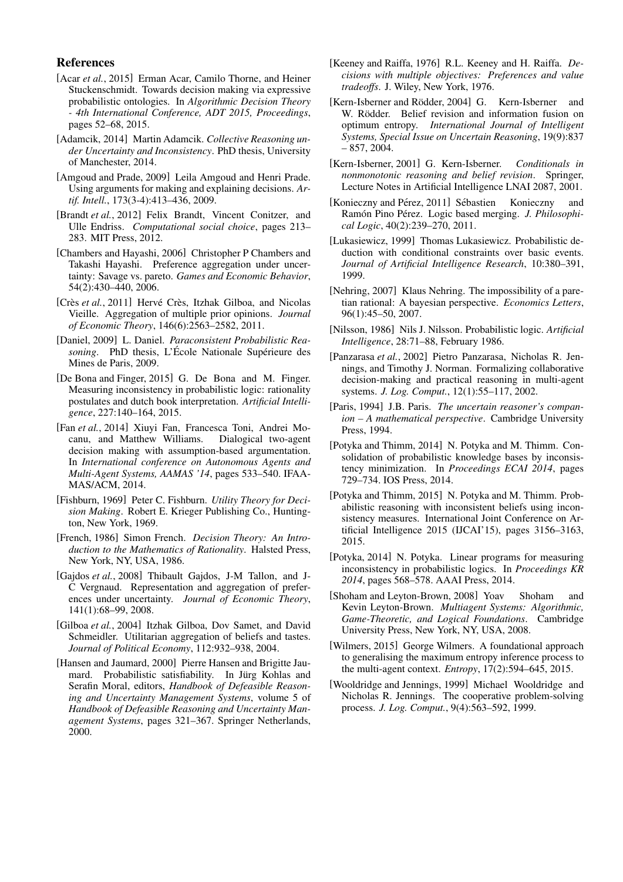## References

[Acar *et al.*, 2015] Erman Acar, Camilo Thorne, and Heiner Stuckenschmidt. Towards decision making via expressive probabilistic ontologies. In *Algorithmic Decision Theory - 4th International Conference, ADT 2015, Proceedings*, pages 52–68, 2015.

[Adamcik, 2014] Martin Adamcik. *Collective Reasoning under Uncertainty and Inconsistency*. PhD thesis, University of Manchester, 2014.

[Amgoud and Prade, 2009] Leila Amgoud and Henri Prade. Using arguments for making and explaining decisions. *Artif. Intell.*, 173(3-4):413–436, 2009.

[Brandt *et al.*, 2012] Felix Brandt, Vincent Conitzer, and Ulle Endriss. *Computational social choice*, pages 213–283. MIT Press, 2012.

[Chambers and Hayashi, 2006] Christopher P Chambers and Takashi Hayashi. Preference aggregation under uncertainty: Savage vs. pareto. *Games and Economic Behavior*, 54(2):430–440, 2006.

[Crès *et al.*, 2011] Hervé Crès, Itzhak Gilboa, and Nicolas Vieille. Aggregation of multiple prior opinions. *Journal of Economic Theory*, 146(6):2563–2582, 2011.

[Daniel, 2009] L. Daniel. *Paraconsistent Probabilistic Reasoning*. PhD thesis, L'École Nationale Supérieure des Mines de Paris, 2009.

[De Bona and Finger, 2015] G. De Bona and M. Finger. Measuring inconsistency in probabilistic logic: rationality postulates and dutch book interpretation. *Artificial Intelligence*, 227:140–164, 2015.

[Fan *et al.*, 2014] Xiuyi Fan, Francesca Toni, Andrei Mocanu, and Matthew Williams. Dialogical two-agent decision making with assumption-based argumentation. In *International conference on Autonomous Agents and Multi-Agent Systems, AAMAS '14*, pages 533–540. IFAAMAS/ACM, 2014.

[Fishburn, 1969] Peter C. Fishburn. *Utility Theory for Decision Making*. Robert E. Krieger Publishing Co., Huntington, New York, 1969.

[French, 1986] Simon French. *Decision Theory: An Introduction to the Mathematics of Rationality*. Halsted Press, New York, NY, USA, 1986.

[Gajdos *et al.*, 2008] Thibault Gajdos, J-M Tallon, and J-C Vergnaud. Representation and aggregation of preferences under uncertainty. *Journal of Economic Theory*, 141(1):68–99, 2008.

[Gilboa *et al.*, 2004] Itzhak Gilboa, Dov Samet, and David Schmeidler. Utilitarian aggregation of beliefs and tastes. *Journal of Political Economy*, 112:932–938, 2004.

[Hansen and Jaumard, 2000] Pierre Hansen and Brigitte Jaumard. Probabilistic satisfiability. In Jürg Kohlas and Serafin Moral, editors, *Handbook of Defeasible Reasoning and Uncertainty Management Systems*, volume 5 of *Handbook of Defeasible Reasoning and Uncertainty Management Systems*, pages 321–367. Springer Netherlands, 2000.

[Keeney and Raiffa, 1976] R.L. Keeney and H. Raiffa. *Decisions with multiple objectives: Preferences and value tradeoffs*. J. Wiley, New York, 1976.

[Kern-Isberner and Rödder, 2004] G. Kern-Isberner and W. Rödder. Belief revision and information fusion on optimum entropy. *International Journal of Intelligent Systems, Special Issue on Uncertain Reasoning*, 19(9):837 – 857, 2004.

[Kern-Isberner, 2001] G. Kern-Isberner. *Conditionals in nonmonotonic reasoning and belief revision*. Springer, Lecture Notes in Artificial Intelligence LNAI 2087, 2001.

[Konieczny and Pérez, 2011] Sébastien Konieczny and Ramón Pino Pérez. Logic based merging. *J. Philosophical Logic*, 40(2):239–270, 2011.

[Lukasiewicz, 1999] Thomas Lukasiewicz. Probabilistic deduction with conditional constraints over basic events. *Journal of Artificial Intelligence Research*, 10:380–391, 1999.

[Nehring, 2007] Klaus Nehring. The impossibility of a paretian rational: A bayesian perspective. *Economics Letters*, 96(1):45–50, 2007.

[Nilsson, 1986] Nils J. Nilsson. Probabilistic logic. *Artificial Intelligence*, 28:71–88, February 1986.

[Panzarasa *et al.*, 2002] Pietro Panzarasa, Nicholas R. Jennings, and Timothy J. Norman. Formalizing collaborative decision-making and practical reasoning in multi-agent systems. *J. Log. Comput.*, 12(1):55–117, 2002.

[Paris, 1994] J.B. Paris. *The uncertain reasoner's companion – A mathematical perspective*. Cambridge University Press, 1994.

[Potyka and Thimm, 2014] N. Potyka and M. Thimm. Consolidation of probabilistic knowledge bases by inconsistency minimization. In *Proceedings ECAI 2014*, pages 729–734. IOS Press, 2014.

[Potyka and Thimm, 2015] N. Potyka and M. Thimm. Probabilistic reasoning with inconsistent beliefs using inconsistency measures. International Joint Conference on Artificial Intelligence 2015 (IJCAI'15), pages 3156–3163, 2015.

[Potyka, 2014] N. Potyka. Linear programs for measuring inconsistency in probabilistic logics. In *Proceedings KR 2014*, pages 568–578. AAAI Press, 2014.

[Shoham and Leyton-Brown, 2008] Yoav Shoham and Kevin Leyton-Brown. *Multiagent Systems: Algorithmic, Game-Theoretic, and Logical Foundations*. Cambridge University Press, New York, NY, USA, 2008.

[Wilmers, 2015] George Wilmers. A foundational approach to generalising the maximum entropy inference process to the multi-agent context. *Entropy*, 17(2):594–645, 2015.

[Wooldridge and Jennings, 1999] Michael Wooldridge and Nicholas R. Jennings. The cooperative problem-solving process. *J. Log. Comput.*, 9(4):563–592, 1999.